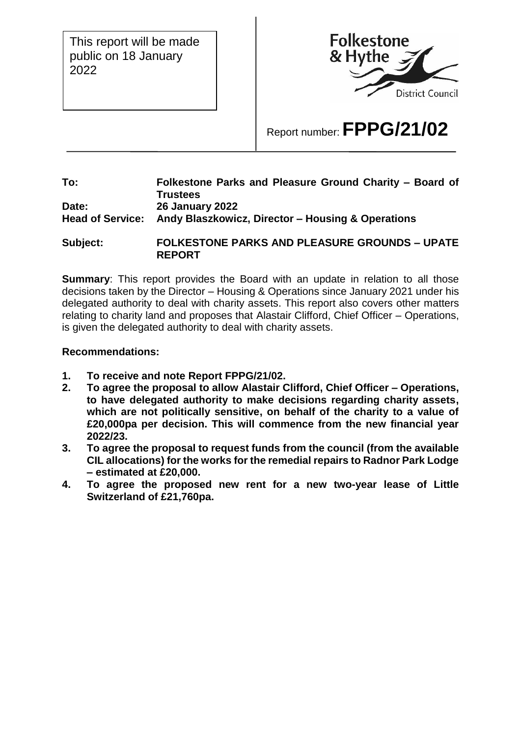This report will be made public on 18 January 2022

Folkestone & Hythe District Council

Report number: **FPPG/21/02**

**To:** **Folkestone Parks and Pleasure Ground Charity – Board of Trustees**
**Date:** **26 January 2022**
**Head of Service:** **Andy Blaszkowicz, Director – Housing & Operations**

**Subject:** **FOLKESTONE PARKS AND PLEASURE GROUNDS – UPATE REPORT**

**Summary**: This report provides the Board with an update in relation to all those decisions taken by the Director – Housing & Operations since January 2021 under his delegated authority to deal with charity assets. This report also covers other matters relating to charity land and proposes that Alastair Clifford, Chief Officer – Operations, is given the delegated authority to deal with charity assets.

**Recommendations:**

1. **To receive and note Report FPPG/21/02.**
2. **To agree the proposal to allow Alastair Clifford, Chief Officer – Operations, to have delegated authority to make decisions regarding charity assets, which are not politically sensitive, on behalf of the charity to a value of £20,000pa per decision. This will commence from the new financial year 2022/23.**
3. **To agree the proposal to request funds from the council (from the available CIL allocations) for the works for the remedial repairs to Radnor Park Lodge – estimated at £20,000.**
4. **To agree the proposed new rent for a new two-year lease of Little Switzerland of £21,760pa.**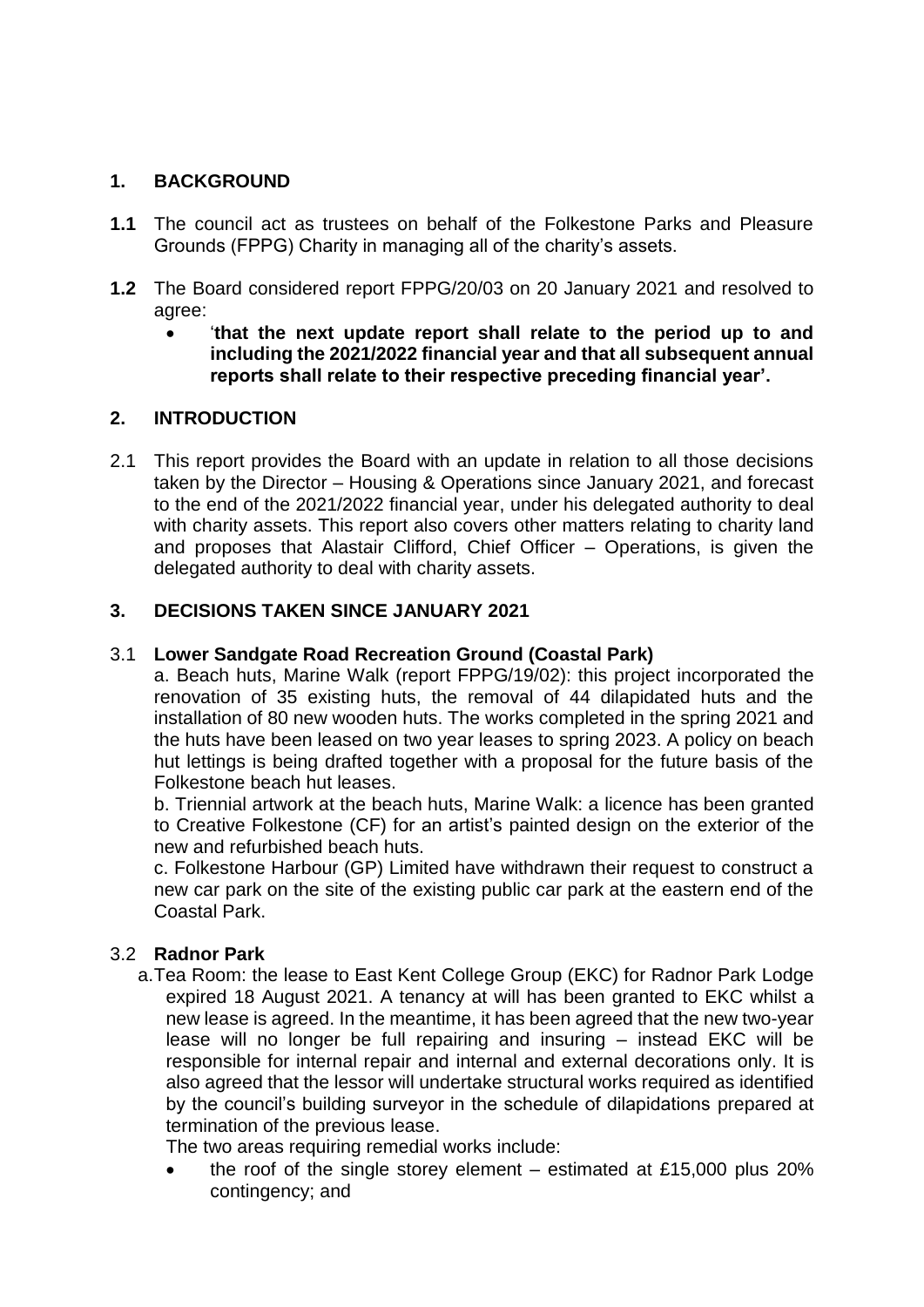## 1. BACKGROUND

**1.1** The council act as trustees on behalf of the Folkestone Parks and Pleasure Grounds (FPPG) Charity in managing all of the charity's assets.

**1.2** The Board considered report FPPG/20/03 on 20 January 2021 and resolved to agree:

- '**that the next update report shall relate to the period up to and including the 2021/2022 financial year and that all subsequent annual reports shall relate to their respective preceding financial year'.**

## 2. INTRODUCTION

2.1 This report provides the Board with an update in relation to all those decisions taken by the Director – Housing & Operations since January 2021, and forecast to the end of the 2021/2022 financial year, under his delegated authority to deal with charity assets. This report also covers other matters relating to charity land and proposes that Alastair Clifford, Chief Officer – Operations, is given the delegated authority to deal with charity assets.

## 3. DECISIONS TAKEN SINCE JANUARY 2021

3.1 **Lower Sandgate Road Recreation Ground (Coastal Park)**

a. Beach huts, Marine Walk (report FPPG/19/02): this project incorporated the renovation of 35 existing huts, the removal of 44 dilapidated huts and the installation of 80 new wooden huts. The works completed in the spring 2021 and the huts have been leased on two year leases to spring 2023. A policy on beach hut lettings is being drafted together with a proposal for the future basis of the Folkestone beach hut leases.

b. Triennial artwork at the beach huts, Marine Walk: a licence has been granted to Creative Folkestone (CF) for an artist's painted design on the exterior of the new and refurbished beach huts.

c. Folkestone Harbour (GP) Limited have withdrawn their request to construct a new car park on the site of the existing public car park at the eastern end of the Coastal Park.

3.2 **Radnor Park**

a. Tea Room: the lease to East Kent College Group (EKC) for Radnor Park Lodge expired 18 August 2021. A tenancy at will has been granted to EKC whilst a new lease is agreed. In the meantime, it has been agreed that the new two-year lease will no longer be full repairing and insuring – instead EKC will be responsible for internal repair and internal and external decorations only. It is also agreed that the lessor will undertake structural works required as identified by the council's building surveyor in the schedule of dilapidations prepared at termination of the previous lease.

The two areas requiring remedial works include:

- the roof of the single storey element – estimated at £15,000 plus 20% contingency; and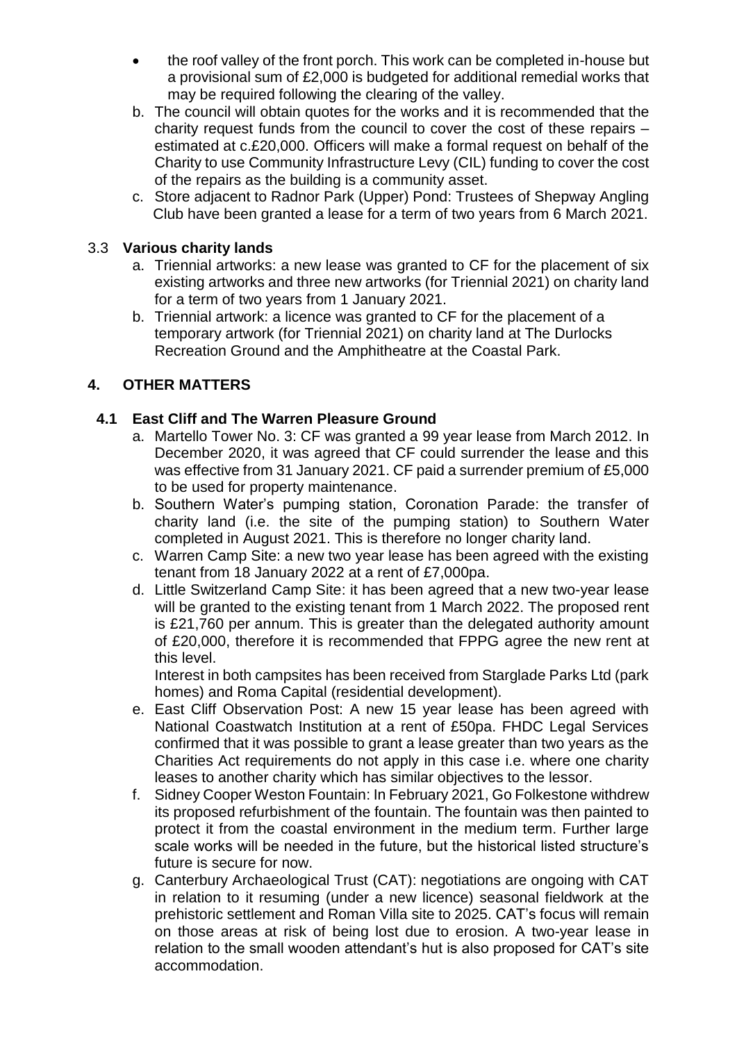- the roof valley of the front porch. This work can be completed in-house but a provisional sum of £2,000 is budgeted for additional remedial works that may be required following the clearing of the valley.

b. The council will obtain quotes for the works and it is recommended that the charity request funds from the council to cover the cost of these repairs – estimated at c.£20,000. Officers will make a formal request on behalf of the Charity to use Community Infrastructure Levy (CIL) funding to cover the cost of the repairs as the building is a community asset.

c. Store adjacent to Radnor Park (Upper) Pond: Trustees of Shepway Angling Club have been granted a lease for a term of two years from 6 March 2021.

### 3.3 Various charity lands

a. Triennial artworks: a new lease was granted to CF for the placement of six existing artworks and three new artworks (for Triennial 2021) on charity land for a term of two years from 1 January 2021.

b. Triennial artwork: a licence was granted to CF for the placement of a temporary artwork (for Triennial 2021) on charity land at The Durlocks Recreation Ground and the Amphitheatre at the Coastal Park.

## 4. OTHER MATTERS

### 4.1 East Cliff and The Warren Pleasure Ground

a. Martello Tower No. 3: CF was granted a 99 year lease from March 2012. In December 2020, it was agreed that CF could surrender the lease and this was effective from 31 January 2021. CF paid a surrender premium of £5,000 to be used for property maintenance.

b. Southern Water's pumping station, Coronation Parade: the transfer of charity land (i.e. the site of the pumping station) to Southern Water completed in August 2021. This is therefore no longer charity land.

c. Warren Camp Site: a new two year lease has been agreed with the existing tenant from 18 January 2022 at a rent of £7,000pa.

d. Little Switzerland Camp Site: it has been agreed that a new two-year lease will be granted to the existing tenant from 1 March 2022. The proposed rent is £21,760 per annum. This is greater than the delegated authority amount of £20,000, therefore it is recommended that FPPG agree the new rent at this level.

   Interest in both campsites has been received from Starglade Parks Ltd (park homes) and Roma Capital (residential development).

e. East Cliff Observation Post: A new 15 year lease has been agreed with National Coastwatch Institution at a rent of £50pa. FHDC Legal Services confirmed that it was possible to grant a lease greater than two years as the Charities Act requirements do not apply in this case i.e. where one charity leases to another charity which has similar objectives to the lessor.

f. Sidney Cooper Weston Fountain: In February 2021, Go Folkestone withdrew its proposed refurbishment of the fountain. The fountain was then painted to protect it from the coastal environment in the medium term. Further large scale works will be needed in the future, but the historical listed structure's future is secure for now.

g. Canterbury Archaeological Trust (CAT): negotiations are ongoing with CAT in relation to it resuming (under a new licence) seasonal fieldwork at the prehistoric settlement and Roman Villa site to 2025. CAT's focus will remain on those areas at risk of being lost due to erosion. A two-year lease in relation to the small wooden attendant's hut is also proposed for CAT's site accommodation.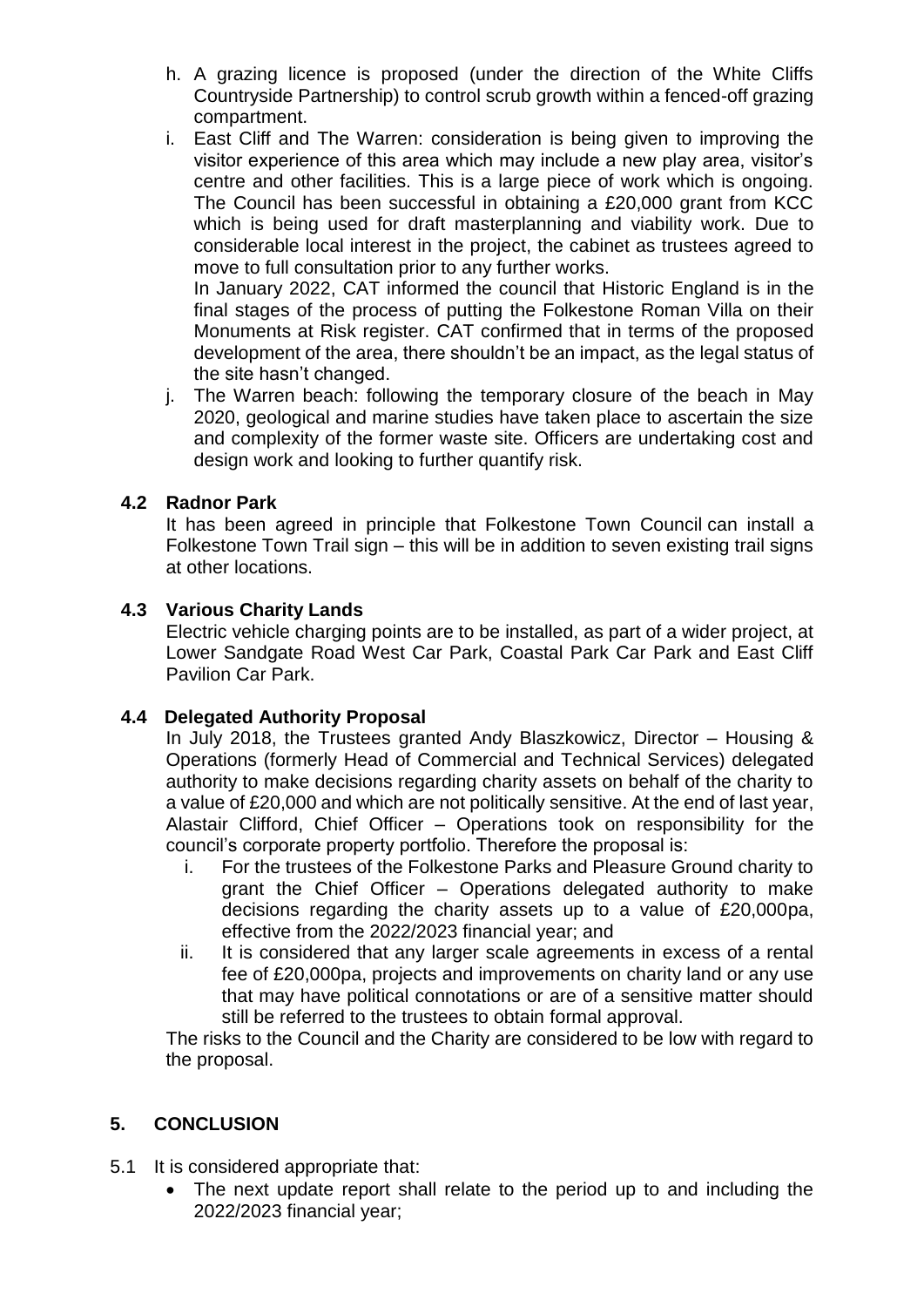h. A grazing licence is proposed (under the direction of the White Cliffs Countryside Partnership) to control scrub growth within a fenced-off grazing compartment.

i. East Cliff and The Warren: consideration is being given to improving the visitor experience of this area which may include a new play area, visitor's centre and other facilities. This is a large piece of work which is ongoing. The Council has been successful in obtaining a £20,000 grant from KCC which is being used for draft masterplanning and viability work. Due to considerable local interest in the project, the cabinet as trustees agreed to move to full consultation prior to any further works.
   In January 2022, CAT informed the council that Historic England is in the final stages of the process of putting the Folkestone Roman Villa on their Monuments at Risk register. CAT confirmed that in terms of the proposed development of the area, there shouldn't be an impact, as the legal status of the site hasn't changed.

j. The Warren beach: following the temporary closure of the beach in May 2020, geological and marine studies have taken place to ascertain the size and complexity of the former waste site. Officers are undertaking cost and design work and looking to further quantify risk.

### 4.2 Radnor Park

It has been agreed in principle that Folkestone Town Council can install a Folkestone Town Trail sign – this will be in addition to seven existing trail signs at other locations.

### 4.3 Various Charity Lands

Electric vehicle charging points are to be installed, as part of a wider project, at Lower Sandgate Road West Car Park, Coastal Park Car Park and East Cliff Pavilion Car Park.

### 4.4 Delegated Authority Proposal

In July 2018, the Trustees granted Andy Blaszkowicz, Director – Housing & Operations (formerly Head of Commercial and Technical Services) delegated authority to make decisions regarding charity assets on behalf of the charity to a value of £20,000 and which are not politically sensitive. At the end of last year, Alastair Clifford, Chief Officer – Operations took on responsibility for the council's corporate property portfolio. Therefore the proposal is:

i. For the trustees of the Folkestone Parks and Pleasure Ground charity to grant the Chief Officer – Operations delegated authority to make decisions regarding the charity assets up to a value of £20,000pa, effective from the 2022/2023 financial year; and
ii. It is considered that any larger scale agreements in excess of a rental fee of £20,000pa, projects and improvements on charity land or any use that may have political connotations or are of a sensitive matter should still be referred to the trustees to obtain formal approval.

The risks to the Council and the Charity are considered to be low with regard to the proposal.

## 5. CONCLUSION

5.1 It is considered appropriate that:

- The next update report shall relate to the period up to and including the 2022/2023 financial year;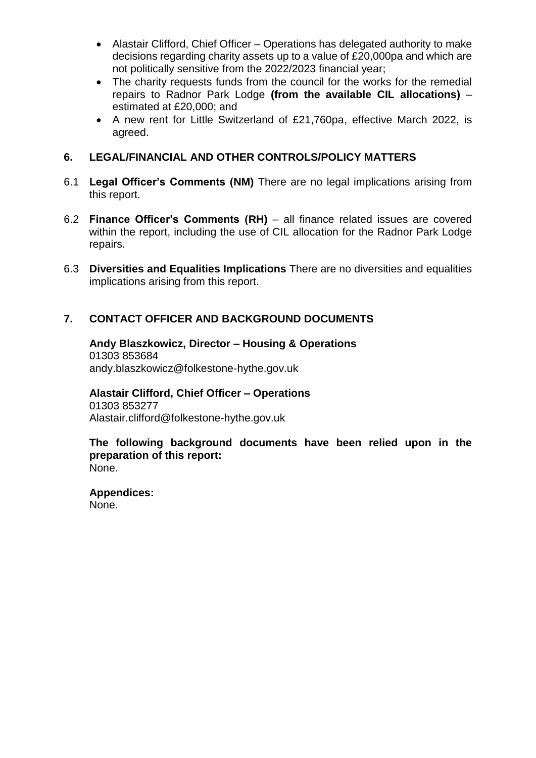- Alastair Clifford, Chief Officer – Operations has delegated authority to make decisions regarding charity assets up to a value of £20,000pa and which are not politically sensitive from the 2022/2023 financial year;
- The charity requests funds from the council for the works for the remedial repairs to Radnor Park Lodge **(from the available CIL allocations)** – estimated at £20,000; and
- A new rent for Little Switzerland of £21,760pa, effective March 2022, is agreed.

## 6. LEGAL/FINANCIAL AND OTHER CONTROLS/POLICY MATTERS

6.1 **Legal Officer's Comments (NM)** There are no legal implications arising from this report.

6.2 **Finance Officer's Comments (RH)** – all finance related issues are covered within the report, including the use of CIL allocation for the Radnor Park Lodge repairs.

6.3 **Diversities and Equalities Implications** There are no diversities and equalities implications arising from this report.

## 7. CONTACT OFFICER AND BACKGROUND DOCUMENTS

**Andy Blaszkowicz, Director – Housing & Operations**
01303 853684
andy.blaszkowicz@folkestone-hythe.gov.uk

**Alastair Clifford, Chief Officer – Operations**
01303 853277
Alastair.clifford@folkestone-hythe.gov.uk

**The following background documents have been relied upon in the preparation of this report:**
None.

**Appendices:**
None.